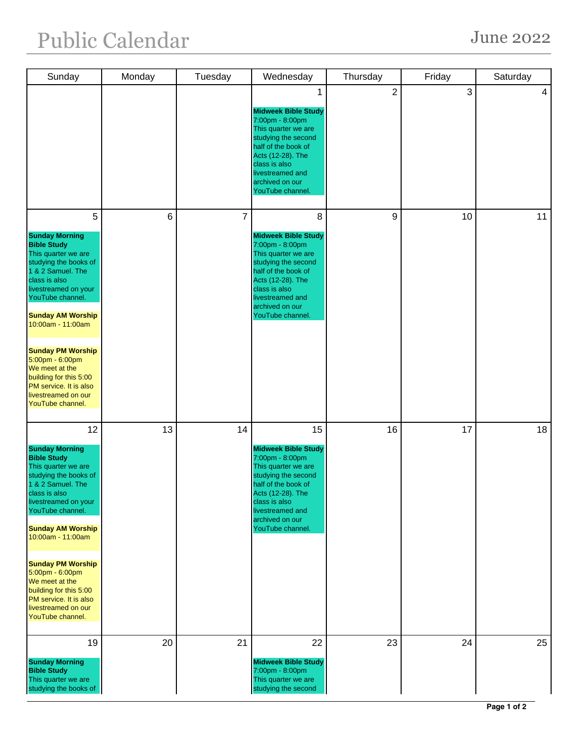# Public Calendar

June 2022

| Sunday | Monday | Tuesday | Wednesday | Thursday | Friday | Saturday |
|---|---|---|---|---|---|---|
| | | | 1<br><br>**Midweek Bible Study**<br>7:00pm - 8:00pm<br>This quarter we are studying the second half of the book of Acts (12-28). The class is also livestreamed and archived on our YouTube channel. | 2 | 3 | 4 |
| 5<br><br>**Sunday Morning Bible Study**<br>This quarter we are studying the books of 1 & 2 Samuel. The class is also livestreamed on your YouTube channel.<br><br>**Sunday AM Worship**<br>10:00am - 11:00am<br><br>**Sunday PM Worship**<br>5:00pm - 6:00pm<br>We meet at the building for this 5:00 PM service. It is also livestreamed on our YouTube channel. | 6 | 7 | 8<br><br>**Midweek Bible Study**<br>7:00pm - 8:00pm<br>This quarter we are studying the second half of the book of Acts (12-28). The class is also livestreamed and archived on our YouTube channel. | 9 | 10 | 11 |
| 12<br><br>**Sunday Morning Bible Study**<br>This quarter we are studying the books of 1 & 2 Samuel. The class is also livestreamed on your YouTube channel.<br><br>**Sunday AM Worship**<br>10:00am - 11:00am<br><br>**Sunday PM Worship**<br>5:00pm - 6:00pm<br>We meet at the building for this 5:00 PM service. It is also livestreamed on our YouTube channel. | 13 | 14 | 15<br><br>**Midweek Bible Study**<br>7:00pm - 8:00pm<br>This quarter we are studying the second half of the book of Acts (12-28). The class is also livestreamed and archived on our YouTube channel. | 16 | 17 | 18 |
| 19<br><br>**Sunday Morning Bible Study**<br>This quarter we are studying the books of | 20 | 21 | 22<br><br>**Midweek Bible Study**<br>7:00pm - 8:00pm<br>This quarter we are studying the second | 23 | 24 | 25 |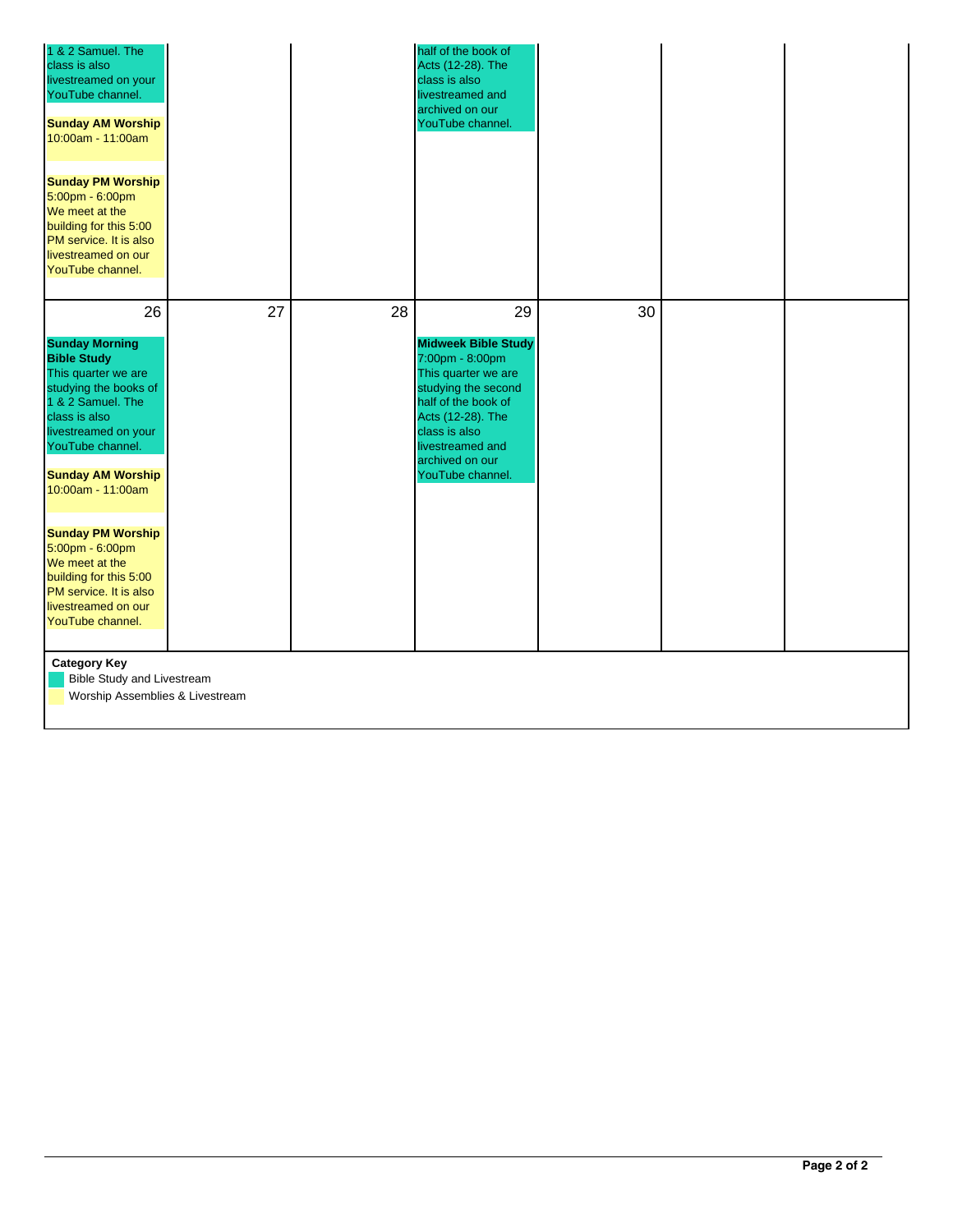| | | | | | | |
|---|---|---|---|---|---|---|
| 1 & 2 Samuel. The class is also livestreamed on your YouTube channel.<br><br>**Sunday AM Worship**<br>10:00am - 11:00am<br><br>**Sunday PM Worship**<br>5:00pm - 6:00pm<br>We meet at the building for this 5:00 PM service. It is also livestreamed on our YouTube channel. | | | half of the book of Acts (12-28). The class is also livestreamed and archived on our YouTube channel. | | | |
| 26<br><br>**Sunday Morning Bible Study**<br>This quarter we are studying the books of 1 & 2 Samuel. The class is also livestreamed on your YouTube channel.<br><br>**Sunday AM Worship**<br>10:00am - 11:00am<br><br>**Sunday PM Worship**<br>5:00pm - 6:00pm<br>We meet at the building for this 5:00 PM service. It is also livestreamed on our YouTube channel. | 27 | 28 | 29<br><br>**Midweek Bible Study**<br>7:00pm - 8:00pm<br>This quarter we are studying the second half of the book of Acts (12-28). The class is also livestreamed and archived on our YouTube channel. | 30 | | |

**Category Key**

- Bible Study and Livestream
- Worship Assemblies & Livestream